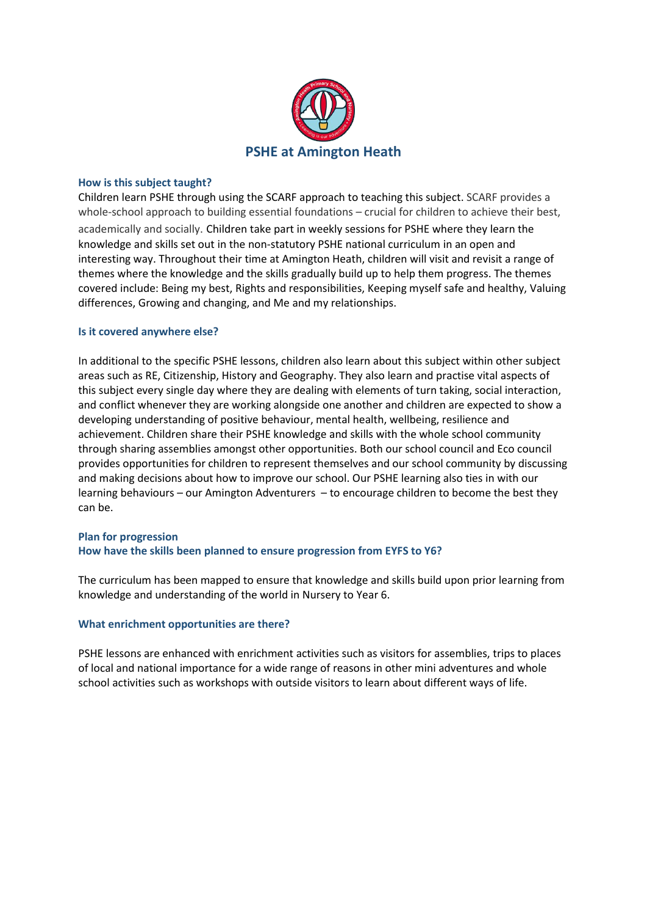# PSHE at Amington Heath

### How is this subject taught?

Children learn PSHE through using the SCARF approach to teaching this subject. SCARF provides a whole-school approach to building essential foundations – crucial for children to achieve their best, academically and socially. Children take part in weekly sessions for PSHE where they learn the knowledge and skills set out in the non-statutory PSHE national curriculum in an open and interesting way. Throughout their time at Amington Heath, children will visit and revisit a range of themes where the knowledge and the skills gradually build up to help them progress. The themes covered include: Being my best, Rights and responsibilities, Keeping myself safe and healthy, Valuing differences, Growing and changing, and Me and my relationships.

### Is it covered anywhere else?

In additional to the specific PSHE lessons, children also learn about this subject within other subject areas such as RE, Citizenship, History and Geography. They also learn and practise vital aspects of this subject every single day where they are dealing with elements of turn taking, social interaction, and conflict whenever they are working alongside one another and children are expected to show a developing understanding of positive behaviour, mental health, wellbeing, resilience and achievement. Children share their PSHE knowledge and skills with the whole school community through sharing assemblies amongst other opportunities. Both our school council and Eco council provides opportunities for children to represent themselves and our school community by discussing and making decisions about how to improve our school. Our PSHE learning also ties in with our learning behaviours – our Amington Adventurers – to encourage children to become the best they can be.

### Plan for progression
### How have the skills been planned to ensure progression from EYFS to Y6?

The curriculum has been mapped to ensure that knowledge and skills build upon prior learning from knowledge and understanding of the world in Nursery to Year 6.

### What enrichment opportunities are there?

PSHE lessons are enhanced with enrichment activities such as visitors for assemblies, trips to places of local and national importance for a wide range of reasons in other mini adventures and whole school activities such as workshops with outside visitors to learn about different ways of life.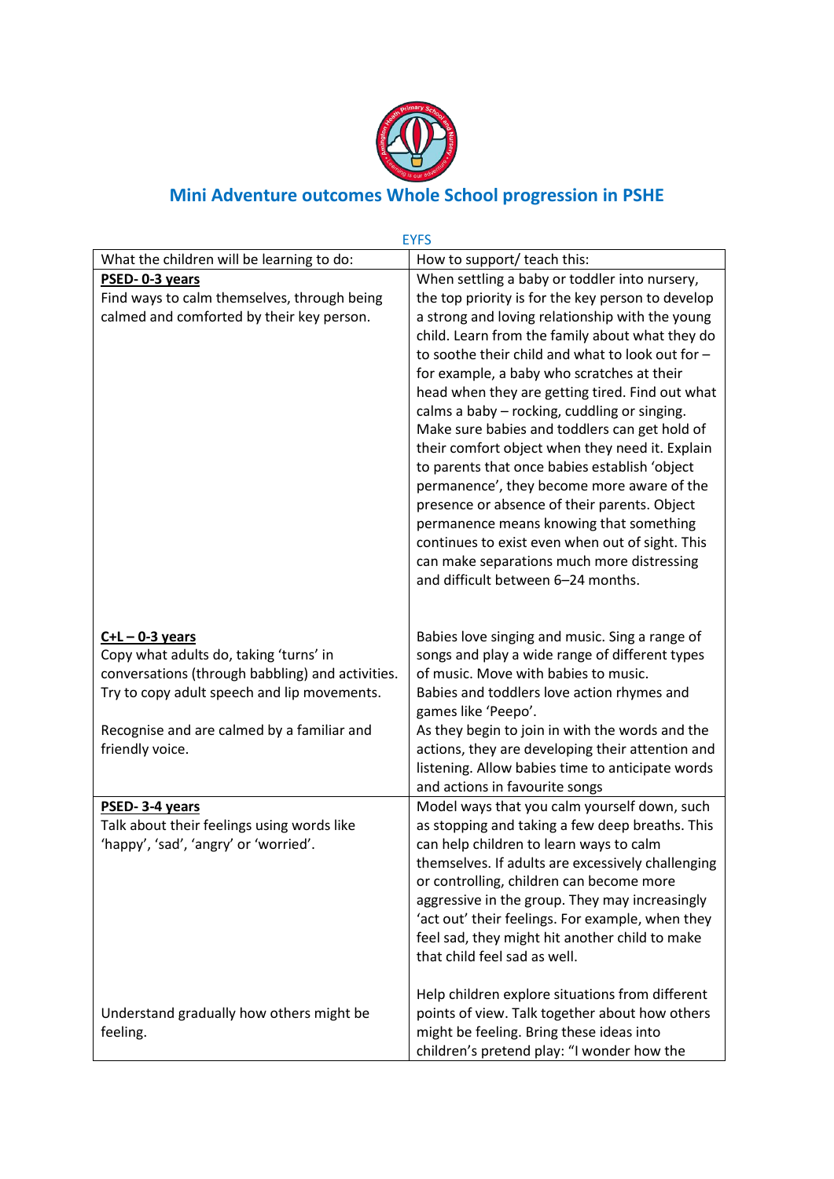# Mini Adventure outcomes Whole School progression in PSHE

EYFS

| What the children will be learning to do: | How to support/ teach this: |
| --- | --- |
| **PSED- 0-3 years**<br>Find ways to calm themselves, through being calmed and comforted by their key person. | When settling a baby or toddler into nursery, the top priority is for the key person to develop a strong and loving relationship with the young child. Learn from the family about what they do to soothe their child and what to look out for – for example, a baby who scratches at their head when they are getting tired. Find out what calms a baby – rocking, cuddling or singing. Make sure babies and toddlers can get hold of their comfort object when they need it. Explain to parents that once babies establish 'object permanence', they become more aware of the presence or absence of their parents. Object permanence means knowing that something continues to exist even when out of sight. This can make separations much more distressing and difficult between 6–24 months. |
| **C+L – 0-3 years**<br>Copy what adults do, taking 'turns' in conversations (through babbling) and activities. Try to copy adult speech and lip movements.<br><br>Recognise and are calmed by a familiar and friendly voice. | Babies love singing and music. Sing a range of songs and play a wide range of different types of music. Move with babies to music.<br>Babies and toddlers love action rhymes and games like 'Peepo'.<br>As they begin to join in with the words and the actions, they are developing their attention and listening. Allow babies time to anticipate words and actions in favourite songs |
| **PSED- 3-4 years**<br>Talk about their feelings using words like 'happy', 'sad', 'angry' or 'worried'.<br><br>Understand gradually how others might be feeling. | Model ways that you calm yourself down, such as stopping and taking a few deep breaths. This can help children to learn ways to calm themselves. If adults are excessively challenging or controlling, children can become more aggressive in the group. They may increasingly 'act out' their feelings. For example, when they feel sad, they might hit another child to make that child feel sad as well.<br><br>Help children explore situations from different points of view. Talk together about how others might be feeling. Bring these ideas into children's pretend play: "I wonder how the |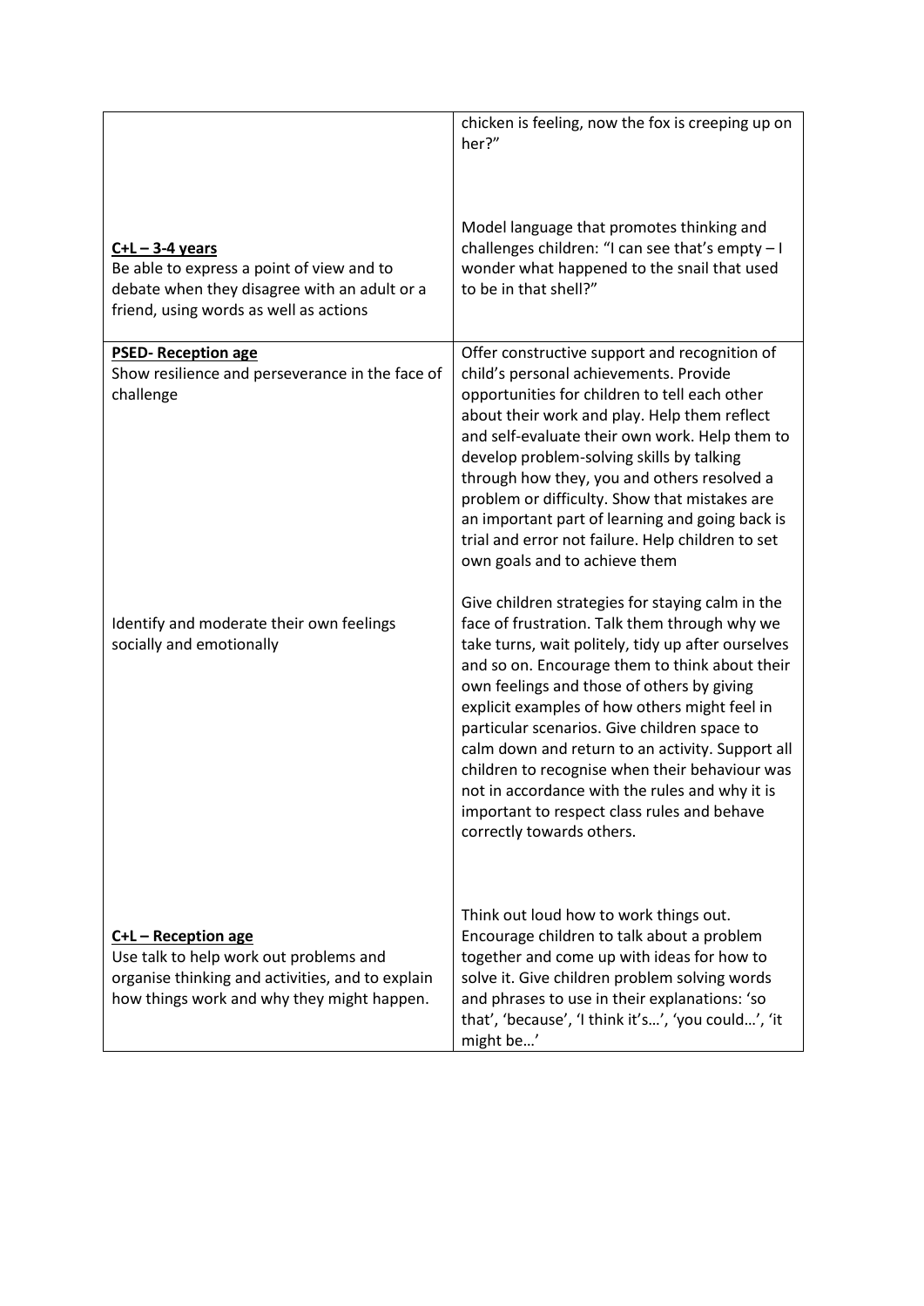| | |
|---|---|
| | chicken is feeling, now the fox is creeping up on her?" |
| **C+L – 3-4 years**<br>Be able to express a point of view and to debate when they disagree with an adult or a friend, using words as well as actions | Model language that promotes thinking and challenges children: "I can see that's empty – I wonder what happened to the snail that used to be in that shell?" |
| **PSED- Reception age**<br>Show resilience and perseverance in the face of challenge<br><br>Identify and moderate their own feelings socially and emotionally | Offer constructive support and recognition of child's personal achievements. Provide opportunities for children to tell each other about their work and play. Help them reflect and self-evaluate their own work. Help them to develop problem-solving skills by talking through how they, you and others resolved a problem or difficulty. Show that mistakes are an important part of learning and going back is trial and error not failure. Help children to set own goals and to achieve them<br><br>Give children strategies for staying calm in the face of frustration. Talk them through why we take turns, wait politely, tidy up after ourselves and so on. Encourage them to think about their own feelings and those of others by giving explicit examples of how others might feel in particular scenarios. Give children space to calm down and return to an activity. Support all children to recognise when their behaviour was not in accordance with the rules and why it is important to respect class rules and behave correctly towards others. |
| **C+L – Reception age**<br>Use talk to help work out problems and organise thinking and activities, and to explain how things work and why they might happen. | Think out loud how to work things out. Encourage children to talk about a problem together and come up with ideas for how to solve it. Give children problem solving words and phrases to use in their explanations: 'so that', 'because', 'I think it's…', 'you could…', 'it might be…' |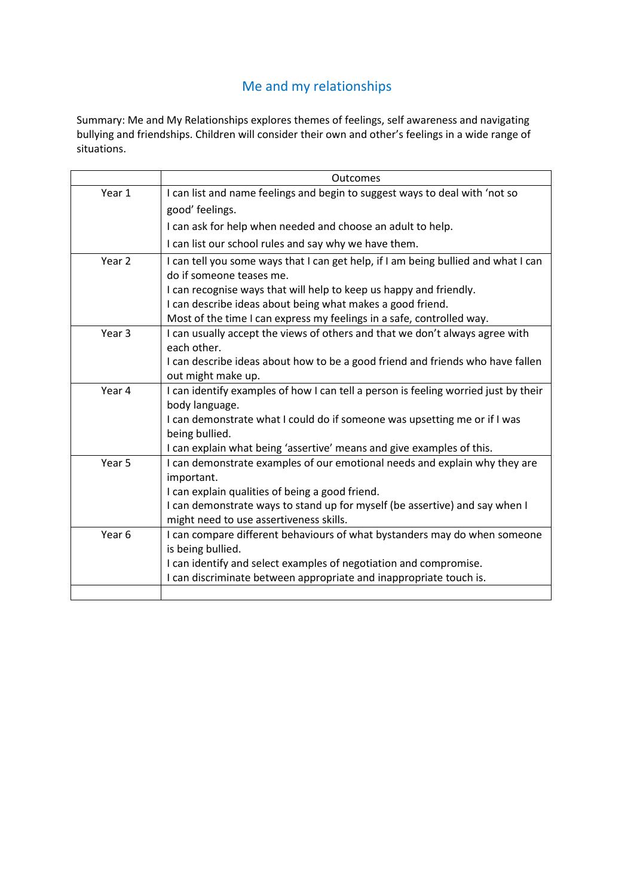# Me and my relationships

Summary: Me and My Relationships explores themes of feelings, self awareness and navigating bullying and friendships. Children will consider their own and other's feelings in a wide range of situations.

| | Outcomes |
|---|---|
| Year 1 | I can list and name feelings and begin to suggest ways to deal with 'not so good' feelings.<br>I can ask for help when needed and choose an adult to help.<br>I can list our school rules and say why we have them. |
| Year 2 | I can tell you some ways that I can get help, if I am being bullied and what I can do if someone teases me.<br>I can recognise ways that will help to keep us happy and friendly.<br>I can describe ideas about being what makes a good friend.<br>Most of the time I can express my feelings in a safe, controlled way. |
| Year 3 | I can usually accept the views of others and that we don't always agree with each other.<br>I can describe ideas about how to be a good friend and friends who have fallen out might make up. |
| Year 4 | I can identify examples of how I can tell a person is feeling worried just by their body language.<br>I can demonstrate what I could do if someone was upsetting me or if I was being bullied.<br>I can explain what being 'assertive' means and give examples of this. |
| Year 5 | I can demonstrate examples of our emotional needs and explain why they are important.<br>I can explain qualities of being a good friend.<br>I can demonstrate ways to stand up for myself (be assertive) and say when I might need to use assertiveness skills. |
| Year 6 | I can compare different behaviours of what bystanders may do when someone is being bullied.<br>I can identify and select examples of negotiation and compromise.<br>I can discriminate between appropriate and inappropriate touch is. |
| | |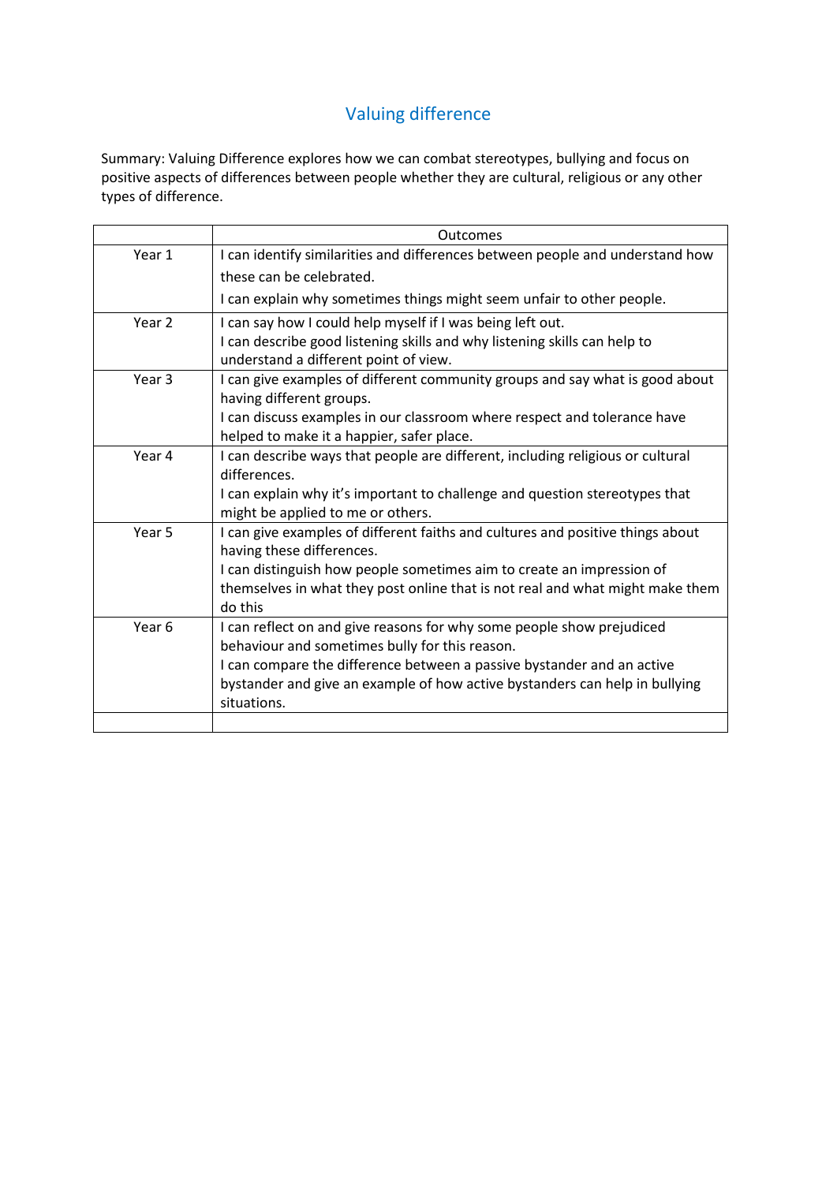## Valuing difference

Summary: Valuing Difference explores how we can combat stereotypes, bullying and focus on positive aspects of differences between people whether they are cultural, religious or any other types of difference.

| | Outcomes |
|---|---|
| Year 1 | I can identify similarities and differences between people and understand how these can be celebrated.<br>I can explain why sometimes things might seem unfair to other people. |
| Year 2 | I can say how I could help myself if I was being left out.<br>I can describe good listening skills and why listening skills can help to understand a different point of view. |
| Year 3 | I can give examples of different community groups and say what is good about having different groups.<br>I can discuss examples in our classroom where respect and tolerance have helped to make it a happier, safer place. |
| Year 4 | I can describe ways that people are different, including religious or cultural differences.<br>I can explain why it's important to challenge and question stereotypes that might be applied to me or others. |
| Year 5 | I can give examples of different faiths and cultures and positive things about having these differences.<br>I can distinguish how people sometimes aim to create an impression of themselves in what they post online that is not real and what might make them do this |
| Year 6 | I can reflect on and give reasons for why some people show prejudiced behaviour and sometimes bully for this reason.<br>I can compare the difference between a passive bystander and an active bystander and give an example of how active bystanders can help in bullying situations. |
| | |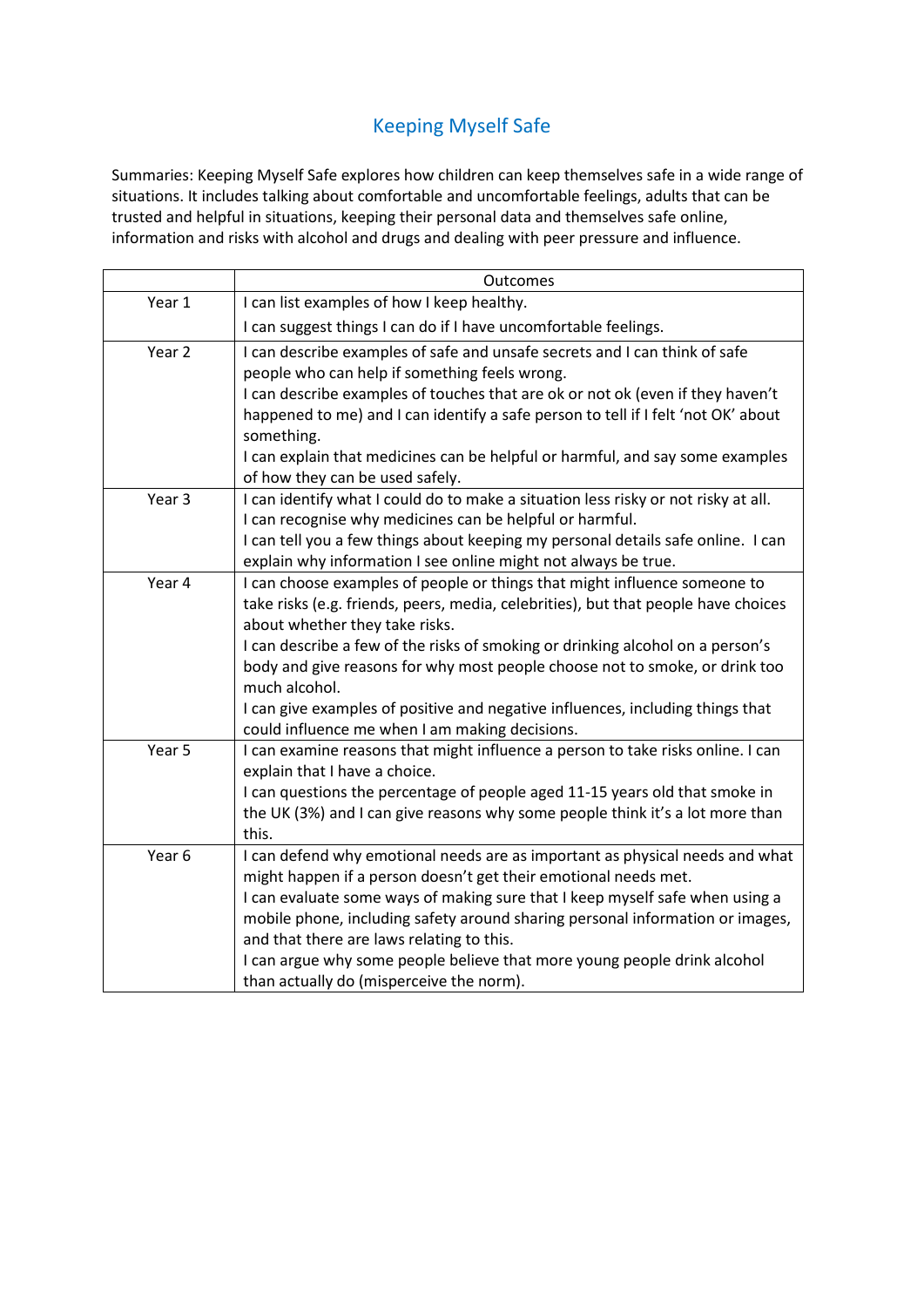# Keeping Myself Safe

Summaries: Keeping Myself Safe explores how children can keep themselves safe in a wide range of situations. It includes talking about comfortable and uncomfortable feelings, adults that can be trusted and helpful in situations, keeping their personal data and themselves safe online, information and risks with alcohol and drugs and dealing with peer pressure and influence.

| | Outcomes |
|---|---|
| Year 1 | I can list examples of how I keep healthy.<br>I can suggest things I can do if I have uncomfortable feelings. |
| Year 2 | I can describe examples of safe and unsafe secrets and I can think of safe people who can help if something feels wrong.<br>I can describe examples of touches that are ok or not ok (even if they haven't happened to me) and I can identify a safe person to tell if I felt 'not OK' about something.<br>I can explain that medicines can be helpful or harmful, and say some examples of how they can be used safely. |
| Year 3 | I can identify what I could do to make a situation less risky or not risky at all.<br>I can recognise why medicines can be helpful or harmful.<br>I can tell you a few things about keeping my personal details safe online. I can explain why information I see online might not always be true. |
| Year 4 | I can choose examples of people or things that might influence someone to take risks (e.g. friends, peers, media, celebrities), but that people have choices about whether they take risks.<br>I can describe a few of the risks of smoking or drinking alcohol on a person's body and give reasons for why most people choose not to smoke, or drink too much alcohol.<br>I can give examples of positive and negative influences, including things that could influence me when I am making decisions. |
| Year 5 | I can examine reasons that might influence a person to take risks online. I can explain that I have a choice.<br>I can questions the percentage of people aged 11-15 years old that smoke in the UK (3%) and I can give reasons why some people think it's a lot more than this. |
| Year 6 | I can defend why emotional needs are as important as physical needs and what might happen if a person doesn't get their emotional needs met.<br>I can evaluate some ways of making sure that I keep myself safe when using a mobile phone, including safety around sharing personal information or images, and that there are laws relating to this.<br>I can argue why some people believe that more young people drink alcohol than actually do (misperceive the norm). |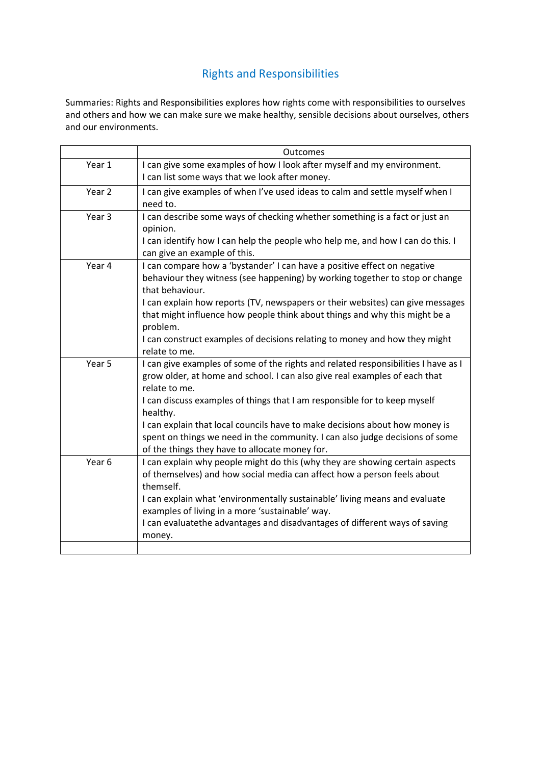# Rights and Responsibilities

Summaries: Rights and Responsibilities explores how rights come with responsibilities to ourselves and others and how we can make sure we make healthy, sensible decisions about ourselves, others and our environments.

| | Outcomes |
|---|---|
| Year 1 | I can give some examples of how I look after myself and my environment.<br>I can list some ways that we look after money. |
| Year 2 | I can give examples of when I've used ideas to calm and settle myself when I need to. |
| Year 3 | I can describe some ways of checking whether something is a fact or just an opinion.<br>I can identify how I can help the people who help me, and how I can do this. I can give an example of this. |
| Year 4 | I can compare how a 'bystander' I can have a positive effect on negative behaviour they witness (see happening) by working together to stop or change that behaviour.<br>I can explain how reports (TV, newspapers or their websites) can give messages that might influence how people think about things and why this might be a problem.<br>I can construct examples of decisions relating to money and how they might relate to me. |
| Year 5 | I can give examples of some of the rights and related responsibilities I have as I grow older, at home and school. I can also give real examples of each that relate to me.<br>I can discuss examples of things that I am responsible for to keep myself healthy.<br>I can explain that local councils have to make decisions about how money is spent on things we need in the community. I can also judge decisions of some of the things they have to allocate money for. |
| Year 6 | I can explain why people might do this (why they are showing certain aspects of themselves) and how social media can affect how a person feels about themself.<br>I can explain what 'environmentally sustainable' living means and evaluate examples of living in a more 'sustainable' way.<br>I can evaluatethe advantages and disadvantages of different ways of saving money. |
| | |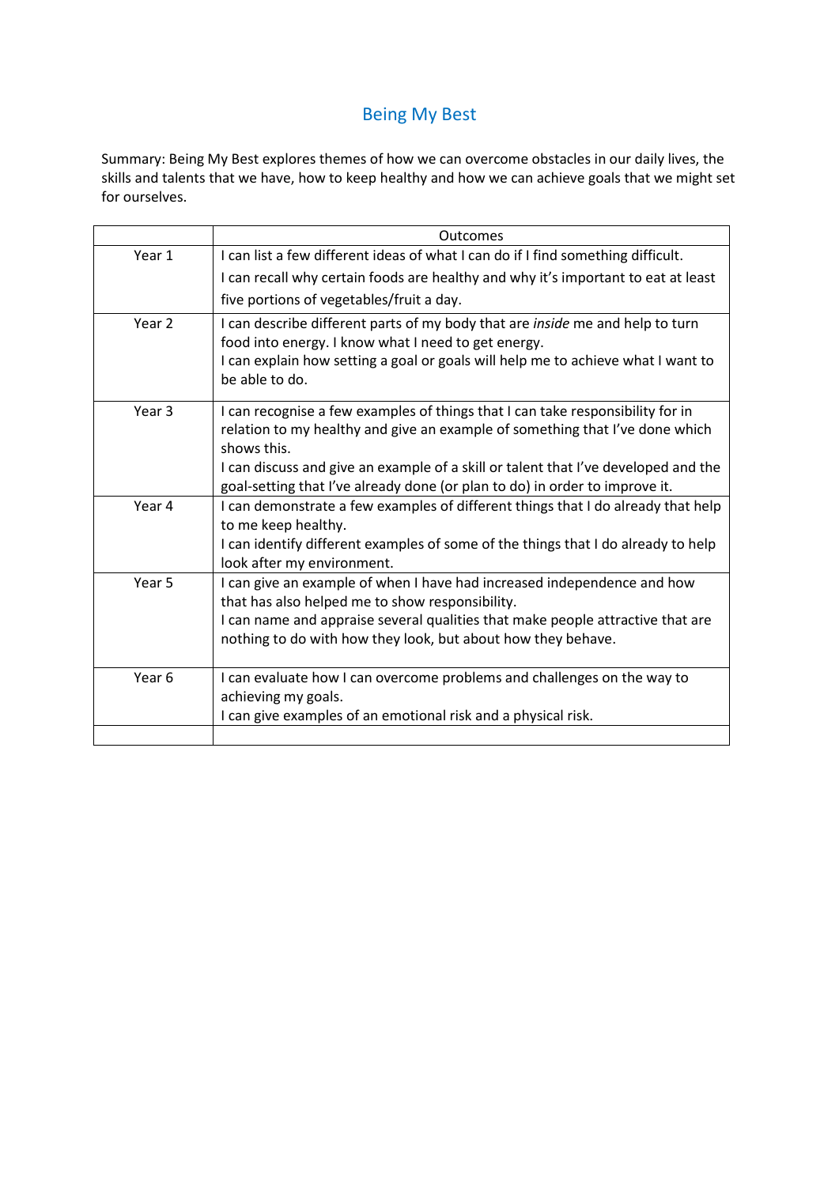## Being My Best

Summary: Being My Best explores themes of how we can overcome obstacles in our daily lives, the skills and talents that we have, how to keep healthy and how we can achieve goals that we might set for ourselves.

| | Outcomes |
|---|---|
| Year 1 | I can list a few different ideas of what I can do if I find something difficult.<br>I can recall why certain foods are healthy and why it's important to eat at least five portions of vegetables/fruit a day. |
| Year 2 | I can describe different parts of my body that are *inside* me and help to turn food into energy. I know what I need to get energy.<br>I can explain how setting a goal or goals will help me to achieve what I want to be able to do. |
| Year 3 | I can recognise a few examples of things that I can take responsibility for in relation to my healthy and give an example of something that I've done which shows this.<br>I can discuss and give an example of a skill or talent that I've developed and the goal-setting that I've already done (or plan to do) in order to improve it. |
| Year 4 | I can demonstrate a few examples of different things that I do already that help to me keep healthy.<br>I can identify different examples of some of the things that I do already to help look after my environment. |
| Year 5 | I can give an example of when I have had increased independence and how that has also helped me to show responsibility.<br>I can name and appraise several qualities that make people attractive that are nothing to do with how they look, but about how they behave. |
| Year 6 | I can evaluate how I can overcome problems and challenges on the way to achieving my goals.<br>I can give examples of an emotional risk and a physical risk. |
| | |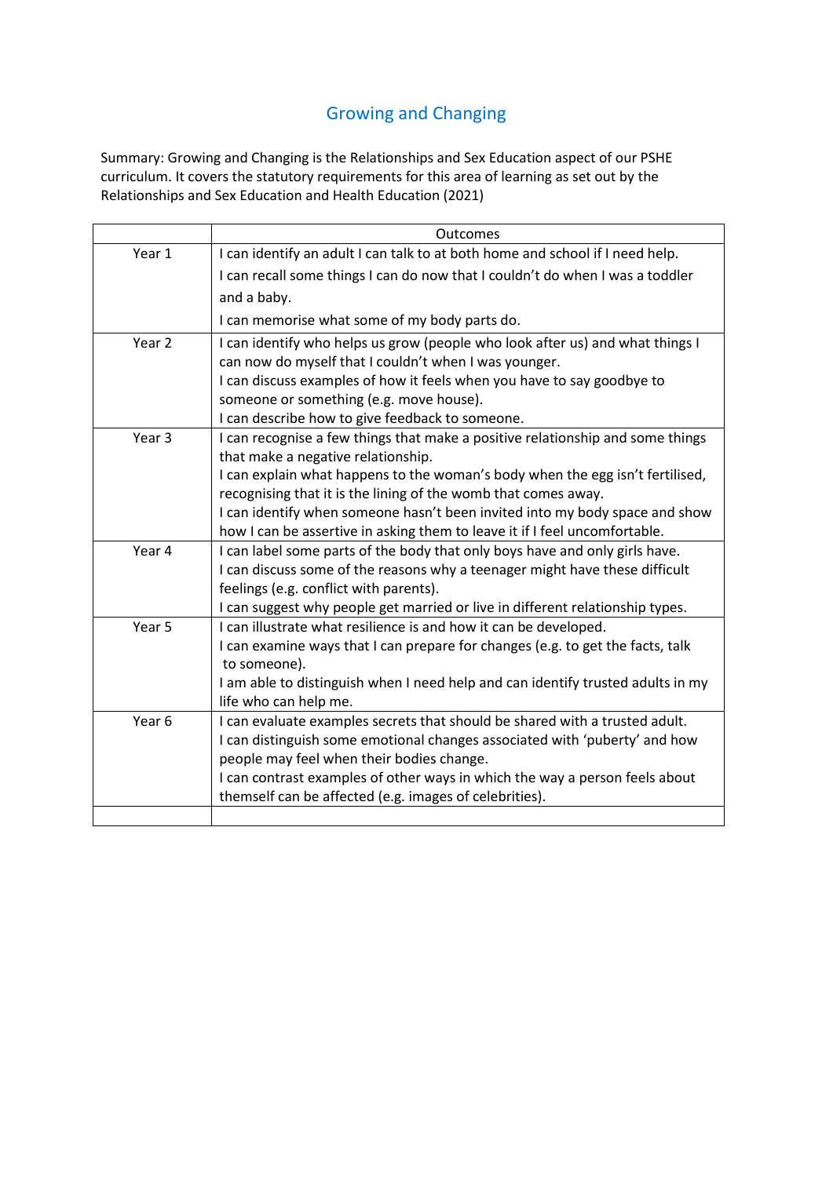## Growing and Changing

Summary: Growing and Changing is the Relationships and Sex Education aspect of our PSHE curriculum. It covers the statutory requirements for this area of learning as set out by the Relationships and Sex Education and Health Education (2021)

| | Outcomes |
|---|---|
| Year 1 | I can identify an adult I can talk to at both home and school if I need help.<br>I can recall some things I can do now that I couldn't do when I was a toddler and a baby.<br>I can memorise what some of my body parts do. |
| Year 2 | I can identify who helps us grow (people who look after us) and what things I can now do myself that I couldn't when I was younger.<br>I can discuss examples of how it feels when you have to say goodbye to someone or something (e.g. move house).<br>I can describe how to give feedback to someone. |
| Year 3 | I can recognise a few things that make a positive relationship and some things that make a negative relationship.<br>I can explain what happens to the woman's body when the egg isn't fertilised, recognising that it is the lining of the womb that comes away.<br>I can identify when someone hasn't been invited into my body space and show how I can be assertive in asking them to leave it if I feel uncomfortable. |
| Year 4 | I can label some parts of the body that only boys have and only girls have.<br>I can discuss some of the reasons why a teenager might have these difficult feelings (e.g. conflict with parents).<br>I can suggest why people get married or live in different relationship types. |
| Year 5 | I can illustrate what resilience is and how it can be developed.<br>I can examine ways that I can prepare for changes (e.g. to get the facts, talk to someone).<br>I am able to distinguish when I need help and can identify trusted adults in my life who can help me. |
| Year 6 | I can evaluate examples secrets that should be shared with a trusted adult.<br>I can distinguish some emotional changes associated with 'puberty' and how people may feel when their bodies change.<br>I can contrast examples of other ways in which the way a person feels about themself can be affected (e.g. images of celebrities). |
| | |